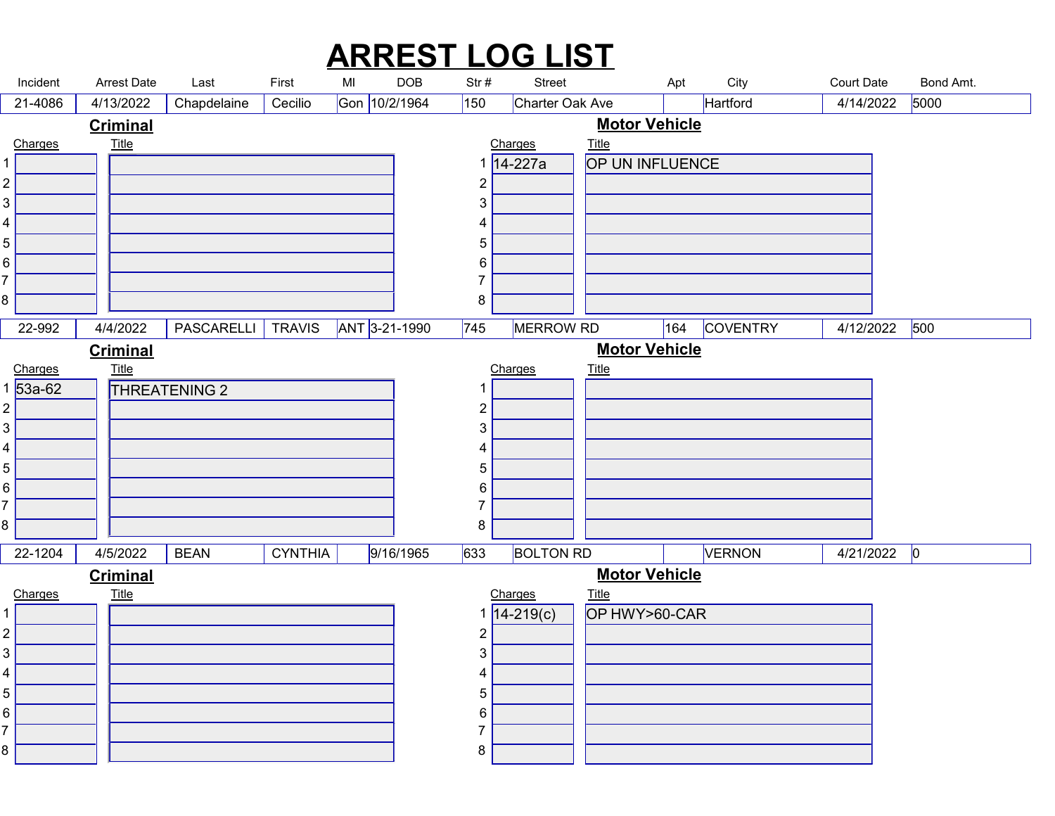# ARREST LOG LIST

| Incident | Arrest Date | Last | First | MI | DOB | Str # | Street | Apt | City | Court Date | Bond Amt. |
|---|---|---|---|---|---|---|---|---|---|---|---|
| 21-4086 | 4/13/2022 | Chapdelaine | Cecilio | Gon | 10/2/1964 | 150 | Charter Oak Ave | | Hartford | 4/14/2022 | 5000 |

**Criminal**

| | Charges | Title |
|---|---|---|
| 1 | | |
| 2 | | |
| 3 | | |
| 4 | | |
| 5 | | |
| 6 | | |
| 7 | | |
| 8 | | |

**Motor Vehicle**

| | Charges | Title |
|---|---|---|
| 1 | 14-227a | OP UN INFLUENCE |
| 2 | | |
| 3 | | |
| 4 | | |
| 5 | | |
| 6 | | |
| 7 | | |
| 8 | | |

| Incident | Arrest Date | Last | First | MI | DOB | Str # | Street | Apt | City | Court Date | Bond Amt. |
|---|---|---|---|---|---|---|---|---|---|---|---|
| 22-992 | 4/4/2022 | PASCARELLI | TRAVIS | ANT | 3-21-1990 | 745 | MERROW RD | 164 | COVENTRY | 4/12/2022 | 500 |

**Criminal**

| | Charges | Title |
|---|---|---|
| 1 | 53a-62 | THREATENING 2 |
| 2 | | |
| 3 | | |
| 4 | | |
| 5 | | |
| 6 | | |
| 7 | | |
| 8 | | |

**Motor Vehicle**

| | Charges | Title |
|---|---|---|
| 1 | | |
| 2 | | |
| 3 | | |
| 4 | | |
| 5 | | |
| 6 | | |
| 7 | | |
| 8 | | |

| Incident | Arrest Date | Last | First | MI | DOB | Str # | Street | Apt | City | Court Date | Bond Amt. |
|---|---|---|---|---|---|---|---|---|---|---|---|
| 22-1204 | 4/5/2022 | BEAN | CYNTHIA | | 9/16/1965 | 633 | BOLTON RD | | VERNON | 4/21/2022 | 0 |

**Criminal**

| | Charges | Title |
|---|---|---|
| 1 | | |
| 2 | | |
| 3 | | |
| 4 | | |
| 5 | | |
| 6 | | |
| 7 | | |
| 8 | | |

**Motor Vehicle**

| | Charges | Title |
|---|---|---|
| 1 | 14-219(c) | OP HWY>60-CAR |
| 2 | | |
| 3 | | |
| 4 | | |
| 5 | | |
| 6 | | |
| 7 | | |
| 8 | | |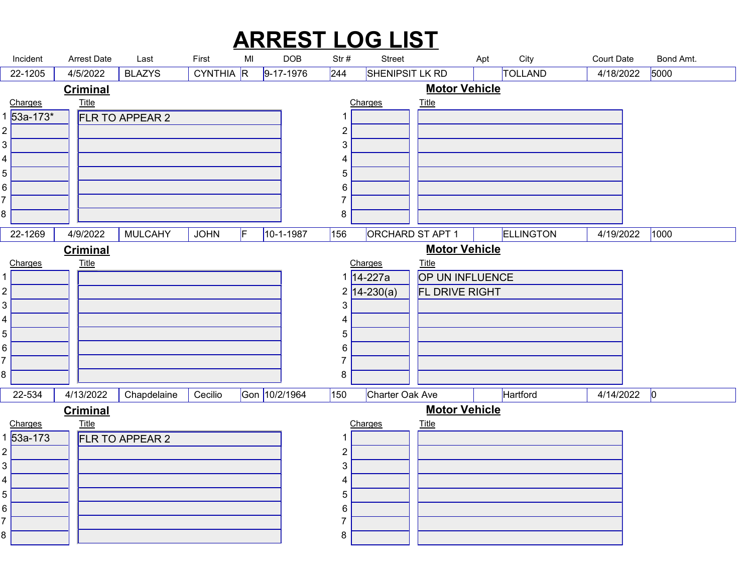# ARREST LOG LIST

| Incident | Arrest Date | Last | First | MI | DOB | Str # | Street | Apt | City | Court Date | Bond Amt. |
|---|---|---|---|---|---|---|---|---|---|---|---|
| 22-1205 | 4/5/2022 | BLAZYS | CYNTHIA | R | 9-17-1976 | 244 | SHENIPSIT LK RD | | TOLLAND | 4/18/2022 | 5000 |

**Criminal**

| | Charges | Title |
|---|---|---|
| 1 | 53a-173* | FLR TO APPEAR 2 |
| 2 | | |
| 3 | | |
| 4 | | |
| 5 | | |
| 6 | | |
| 7 | | |
| 8 | | |

**Motor Vehicle**

| | Charges | Title |
|---|---|---|
| 1 | | |
| 2 | | |
| 3 | | |
| 4 | | |
| 5 | | |
| 6 | | |
| 7 | | |
| 8 | | |

| Incident | Arrest Date | Last | First | MI | DOB | Str # | Street | Apt | City | Court Date | Bond Amt. |
|---|---|---|---|---|---|---|---|---|---|---|---|
| 22-1269 | 4/9/2022 | MULCAHY | JOHN | F | 10-1-1987 | 156 | ORCHARD ST APT 1 | | ELLINGTON | 4/19/2022 | 1000 |

**Criminal**

| | Charges | Title |
|---|---|---|
| 1 | | |
| 2 | | |
| 3 | | |
| 4 | | |
| 5 | | |
| 6 | | |
| 7 | | |
| 8 | | |

**Motor Vehicle**

| | Charges | Title |
|---|---|---|
| 1 | 14-227a | OP UN INFLUENCE |
| 2 | 14-230(a) | FL DRIVE RIGHT |
| 3 | | |
| 4 | | |
| 5 | | |
| 6 | | |
| 7 | | |
| 8 | | |

| Incident | Arrest Date | Last | First | MI | DOB | Str # | Street | Apt | City | Court Date | Bond Amt. |
|---|---|---|---|---|---|---|---|---|---|---|---|
| 22-534 | 4/13/2022 | Chapdelaine | Cecilio | Gon | 10/2/1964 | 150 | Charter Oak Ave | | Hartford | 4/14/2022 | 0 |

**Criminal**

| | Charges | Title |
|---|---|---|
| 1 | 53a-173 | FLR TO APPEAR 2 |
| 2 | | |
| 3 | | |
| 4 | | |
| 5 | | |
| 6 | | |
| 7 | | |
| 8 | | |

**Motor Vehicle**

| | Charges | Title |
|---|---|---|
| 1 | | |
| 2 | | |
| 3 | | |
| 4 | | |
| 5 | | |
| 6 | | |
| 7 | | |
| 8 | | |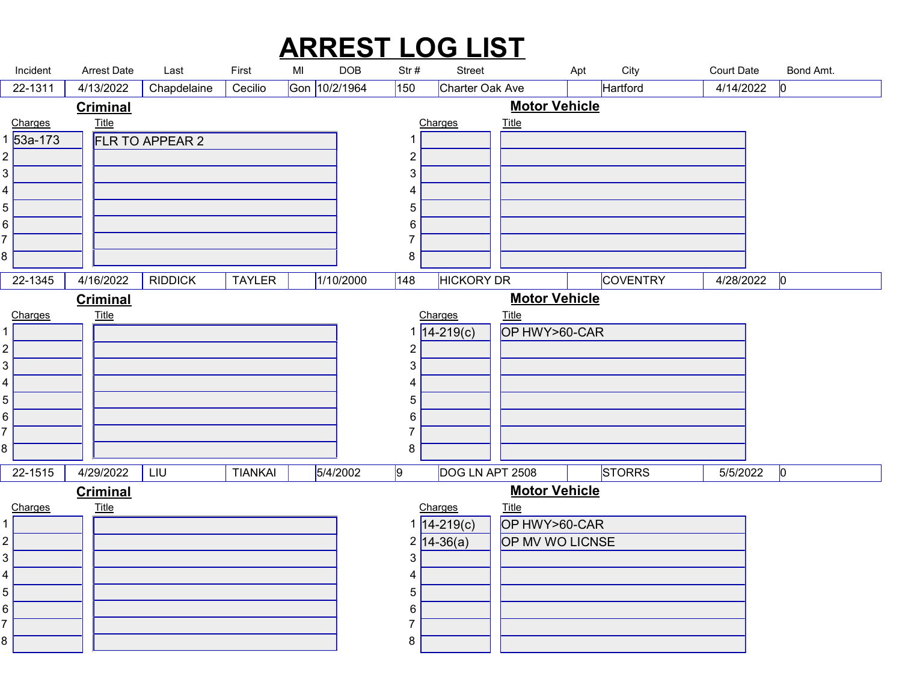# ARREST LOG LIST

| Incident | Arrest Date | Last | First | MI | DOB | Str # | Street | Apt | City | Court Date | Bond Amt. |
|---|---|---|---|---|---|---|---|---|---|---|---|
| 22-1311 | 4/13/2022 | Chapdelaine | Cecilio | Gon | 10/2/1964 | 150 | Charter Oak Ave | | Hartford | 4/14/2022 | 0 |

**Criminal**

| | Charges | Title |
|---|---|---|
| 1 | 53a-173 | FLR TO APPEAR 2 |
| 2 | | |
| 3 | | |
| 4 | | |
| 5 | | |
| 6 | | |
| 7 | | |
| 8 | | |

**Motor Vehicle**

| | Charges | Title |
|---|---|---|
| 1 | | |
| 2 | | |
| 3 | | |
| 4 | | |
| 5 | | |
| 6 | | |
| 7 | | |
| 8 | | |

| Incident | Arrest Date | Last | First | MI | DOB | Str # | Street | Apt | City | Court Date | Bond Amt. |
|---|---|---|---|---|---|---|---|---|---|---|---|
| 22-1345 | 4/16/2022 | RIDDICK | TAYLER | | 1/10/2000 | 148 | HICKORY DR | | COVENTRY | 4/28/2022 | 0 |

**Criminal**

| | Charges | Title |
|---|---|---|
| 1 | | |
| 2 | | |
| 3 | | |
| 4 | | |
| 5 | | |
| 6 | | |
| 7 | | |
| 8 | | |

**Motor Vehicle**

| | Charges | Title |
|---|---|---|
| 1 | 14-219(c) | OP HWY>60-CAR |
| 2 | | |
| 3 | | |
| 4 | | |
| 5 | | |
| 6 | | |
| 7 | | |
| 8 | | |

| Incident | Arrest Date | Last | First | MI | DOB | Str # | Street | Apt | City | Court Date | Bond Amt. |
|---|---|---|---|---|---|---|---|---|---|---|---|
| 22-1515 | 4/29/2022 | LIU | TIANKAI | | 5/4/2002 | 9 | DOG LN APT 2508 | | STORRS | 5/5/2022 | 0 |

**Criminal**

| | Charges | Title |
|---|---|---|
| 1 | | |
| 2 | | |
| 3 | | |
| 4 | | |
| 5 | | |
| 6 | | |
| 7 | | |
| 8 | | |

**Motor Vehicle**

| | Charges | Title |
|---|---|---|
| 1 | 14-219(c) | OP HWY>60-CAR |
| 2 | 14-36(a) | OP MV WO LICNSE |
| 3 | | |
| 4 | | |
| 5 | | |
| 6 | | |
| 7 | | |
| 8 | | |